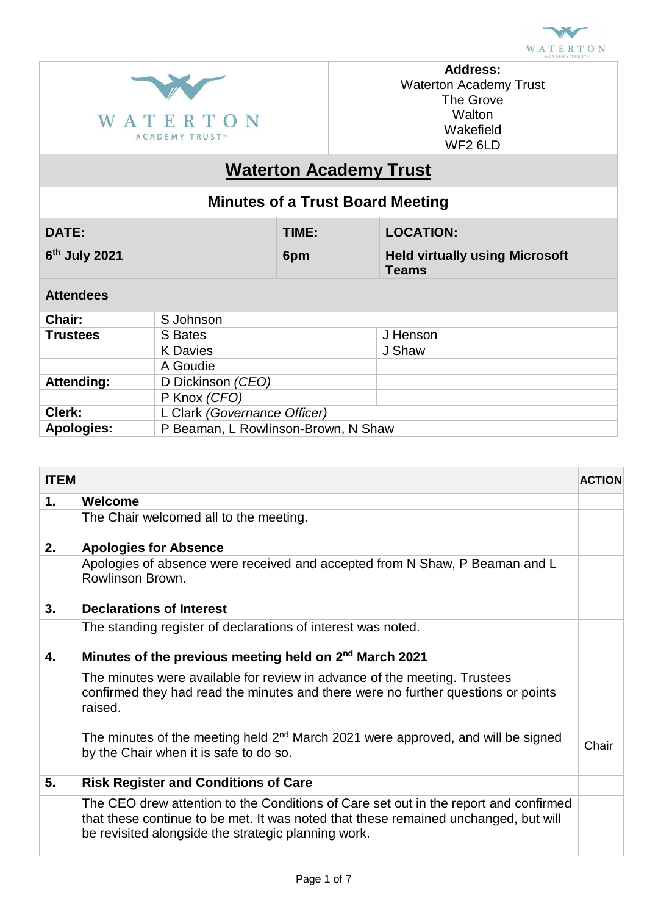**Address:**
Waterton Academy Trust
The Grove
Walton
Wakefield
WF2 6LD

# Waterton Academy Trust

## Minutes of a Trust Board Meeting

| DATE: | TIME: | LOCATION: |
|---|---|---|
| 6th July 2021 | 6pm | Held virtually using Microsoft Teams |

### Attendees

| | | |
|---|---|---|
| **Chair:** | S Johnson | |
| **Trustees** | S Bates | J Henson |
| | K Davies | J Shaw |
| | A Goudie | |
| **Attending:** | D Dickinson *(CEO)* | |
| | P Knox *(CFO)* | |
| **Clerk:** | L Clark *(Governance Officer)* | |
| **Apologies:** | P Beaman, L Rowlinson-Brown, N Shaw | |

| ITEM | | ACTION |
|---|---|---|
| **1.** | **Welcome** | |
| | The Chair welcomed all to the meeting. | |
| **2.** | **Apologies for Absence** | |
| | Apologies of absence were received and accepted from N Shaw, P Beaman and L Rowlinson Brown. | |
| **3.** | **Declarations of Interest** | |
| | The standing register of declarations of interest was noted. | |
| **4.** | **Minutes of the previous meeting held on 2nd March 2021** | |
| | The minutes were available for review in advance of the meeting. Trustees confirmed they had read the minutes and there were no further questions or points raised.<br><br>The minutes of the meeting held 2nd March 2021 were approved, and will be signed by the Chair when it is safe to do so. | Chair |
| **5.** | **Risk Register and Conditions of Care** | |
| | The CEO drew attention to the Conditions of Care set out in the report and confirmed that these continue to be met. It was noted that these remained unchanged, but will be revisited alongside the strategic planning work. | |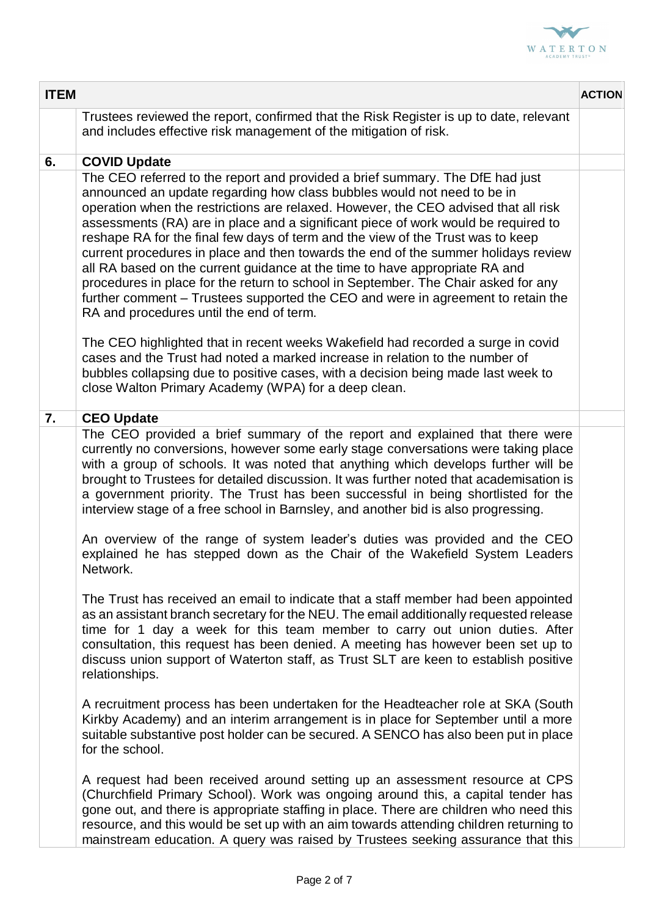| ITEM | | ACTION |
|---|---|---|
| | Trustees reviewed the report, confirmed that the Risk Register is up to date, relevant and includes effective risk management of the mitigation of risk. | |
| **6.** | **COVID Update** | |
| | The CEO referred to the report and provided a brief summary. The DfE had just announced an update regarding how class bubbles would not need to be in operation when the restrictions are relaxed. However, the CEO advised that all risk assessments (RA) are in place and a significant piece of work would be required to reshape RA for the final few days of term and the view of the Trust was to keep current procedures in place and then towards the end of the summer holidays review all RA based on the current guidance at the time to have appropriate RA and procedures in place for the return to school in September. The Chair asked for any further comment – Trustees supported the CEO and were in agreement to retain the RA and procedures until the end of term.<br><br>The CEO highlighted that in recent weeks Wakefield had recorded a surge in covid cases and the Trust had noted a marked increase in relation to the number of bubbles collapsing due to positive cases, with a decision being made last week to close Walton Primary Academy (WPA) for a deep clean. | |
| **7.** | **CEO Update** | |
| | The CEO provided a brief summary of the report and explained that there were currently no conversions, however some early stage conversations were taking place with a group of schools. It was noted that anything which develops further will be brought to Trustees for detailed discussion. It was further noted that academisation is a government priority. The Trust has been successful in being shortlisted for the interview stage of a free school in Barnsley, and another bid is also progressing.<br><br>An overview of the range of system leader's duties was provided and the CEO explained he has stepped down as the Chair of the Wakefield System Leaders Network.<br><br>The Trust has received an email to indicate that a staff member had been appointed as an assistant branch secretary for the NEU. The email additionally requested release time for 1 day a week for this team member to carry out union duties. After consultation, this request has been denied. A meeting has however been set up to discuss union support of Waterton staff, as Trust SLT are keen to establish positive relationships.<br><br>A recruitment process has been undertaken for the Headteacher role at SKA (South Kirkby Academy) and an interim arrangement is in place for September until a more suitable substantive post holder can be secured. A SENCO has also been put in place for the school.<br><br>A request had been received around setting up an assessment resource at CPS (Churchfield Primary School). Work was ongoing around this, a capital tender has gone out, and there is appropriate staffing in place. There are children who need this resource, and this would be set up with an aim towards attending children returning to mainstream education. A query was raised by Trustees seeking assurance that this | |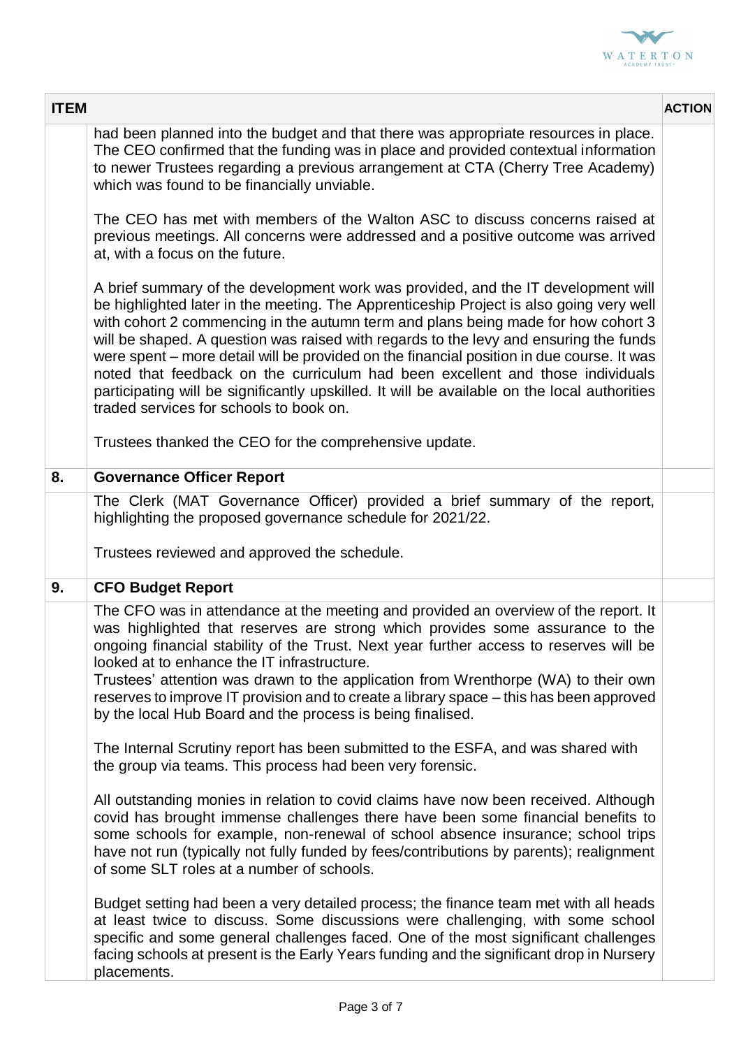| ITEM | | ACTION |
|---|---|---|
| | had been planned into the budget and that there was appropriate resources in place. The CEO confirmed that the funding was in place and provided contextual information to newer Trustees regarding a previous arrangement at CTA (Cherry Tree Academy) which was found to be financially unviable.<br><br>The CEO has met with members of the Walton ASC to discuss concerns raised at previous meetings. All concerns were addressed and a positive outcome was arrived at, with a focus on the future.<br><br>A brief summary of the development work was provided, and the IT development will be highlighted later in the meeting. The Apprenticeship Project is also going very well with cohort 2 commencing in the autumn term and plans being made for how cohort 3 will be shaped. A question was raised with regards to the levy and ensuring the funds were spent – more detail will be provided on the financial position in due course. It was noted that feedback on the curriculum had been excellent and those individuals participating will be significantly upskilled. It will be available on the local authorities traded services for schools to book on.<br><br>Trustees thanked the CEO for the comprehensive update. | |
| **8.** | **Governance Officer Report** | |
| | The Clerk (MAT Governance Officer) provided a brief summary of the report, highlighting the proposed governance schedule for 2021/22.<br><br>Trustees reviewed and approved the schedule. | |
| **9.** | **CFO Budget Report** | |
| | The CFO was in attendance at the meeting and provided an overview of the report. It was highlighted that reserves are strong which provides some assurance to the ongoing financial stability of the Trust. Next year further access to reserves will be looked at to enhance the IT infrastructure.<br>Trustees' attention was drawn to the application from Wrenthorpe (WA) to their own reserves to improve IT provision and to create a library space – this has been approved by the local Hub Board and the process is being finalised.<br><br>The Internal Scrutiny report has been submitted to the ESFA, and was shared with the group via teams. This process had been very forensic.<br><br>All outstanding monies in relation to covid claims have now been received. Although covid has brought immense challenges there have been some financial benefits to some schools for example, non-renewal of school absence insurance; school trips have not run (typically not fully funded by fees/contributions by parents); realignment of some SLT roles at a number of schools.<br><br>Budget setting had been a very detailed process; the finance team met with all heads at least twice to discuss. Some discussions were challenging, with some school specific and some general challenges faced. One of the most significant challenges facing schools at present is the Early Years funding and the significant drop in Nursery placements. | |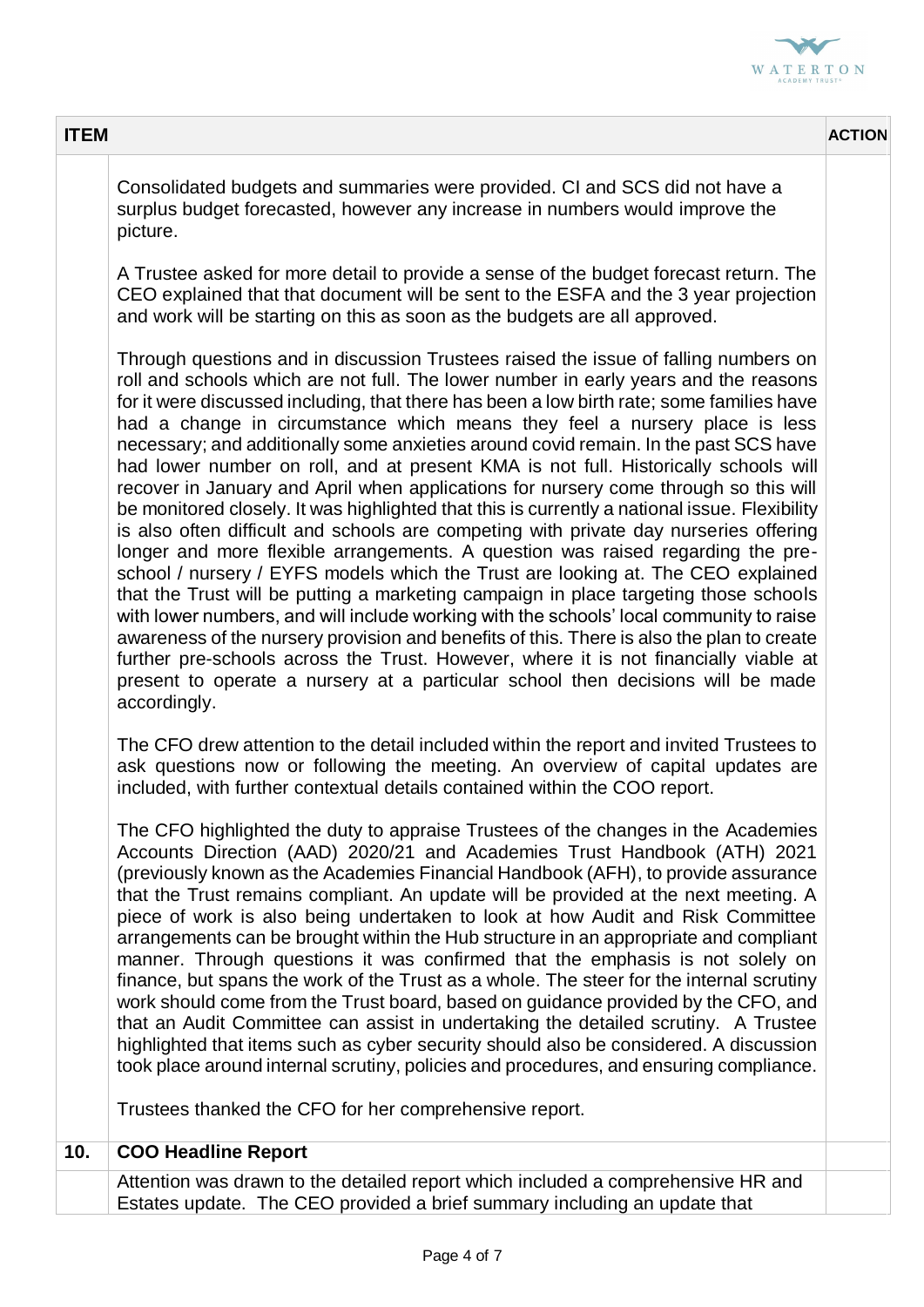| ITEM | | ACTION |
|---|---|---|
| | Consolidated budgets and summaries were provided. CI and SCS did not have a surplus budget forecasted, however any increase in numbers would improve the picture.<br><br>A Trustee asked for more detail to provide a sense of the budget forecast return. The CEO explained that that document will be sent to the ESFA and the 3 year projection and work will be starting on this as soon as the budgets are all approved.<br><br>Through questions and in discussion Trustees raised the issue of falling numbers on roll and schools which are not full. The lower number in early years and the reasons for it were discussed including, that there has been a low birth rate; some families have had a change in circumstance which means they feel a nursery place is less necessary; and additionally some anxieties around covid remain. In the past SCS have had lower number on roll, and at present KMA is not full. Historically schools will recover in January and April when applications for nursery come through so this will be monitored closely. It was highlighted that this is currently a national issue. Flexibility is also often difficult and schools are competing with private day nurseries offering longer and more flexible arrangements. A question was raised regarding the pre-school / nursery / EYFS models which the Trust are looking at. The CEO explained that the Trust will be putting a marketing campaign in place targeting those schools with lower numbers, and will include working with the schools' local community to raise awareness of the nursery provision and benefits of this. There is also the plan to create further pre-schools across the Trust. However, where it is not financially viable at present to operate a nursery at a particular school then decisions will be made accordingly.<br><br>The CFO drew attention to the detail included within the report and invited Trustees to ask questions now or following the meeting. An overview of capital updates are included, with further contextual details contained within the COO report.<br><br>The CFO highlighted the duty to appraise Trustees of the changes in the Academies Accounts Direction (AAD) 2020/21 and Academies Trust Handbook (ATH) 2021 (previously known as the Academies Financial Handbook (AFH), to provide assurance that the Trust remains compliant. An update will be provided at the next meeting. A piece of work is also being undertaken to look at how Audit and Risk Committee arrangements can be brought within the Hub structure in an appropriate and compliant manner. Through questions it was confirmed that the emphasis is not solely on finance, but spans the work of the Trust as a whole. The steer for the internal scrutiny work should come from the Trust board, based on guidance provided by the CFO, and that an Audit Committee can assist in undertaking the detailed scrutiny. A Trustee highlighted that items such as cyber security should also be considered. A discussion took place around internal scrutiny, policies and procedures, and ensuring compliance.<br><br>Trustees thanked the CFO for her comprehensive report. | |
| **10.** | **COO Headline Report** | |
| | Attention was drawn to the detailed report which included a comprehensive HR and Estates update. The CEO provided a brief summary including an update that | |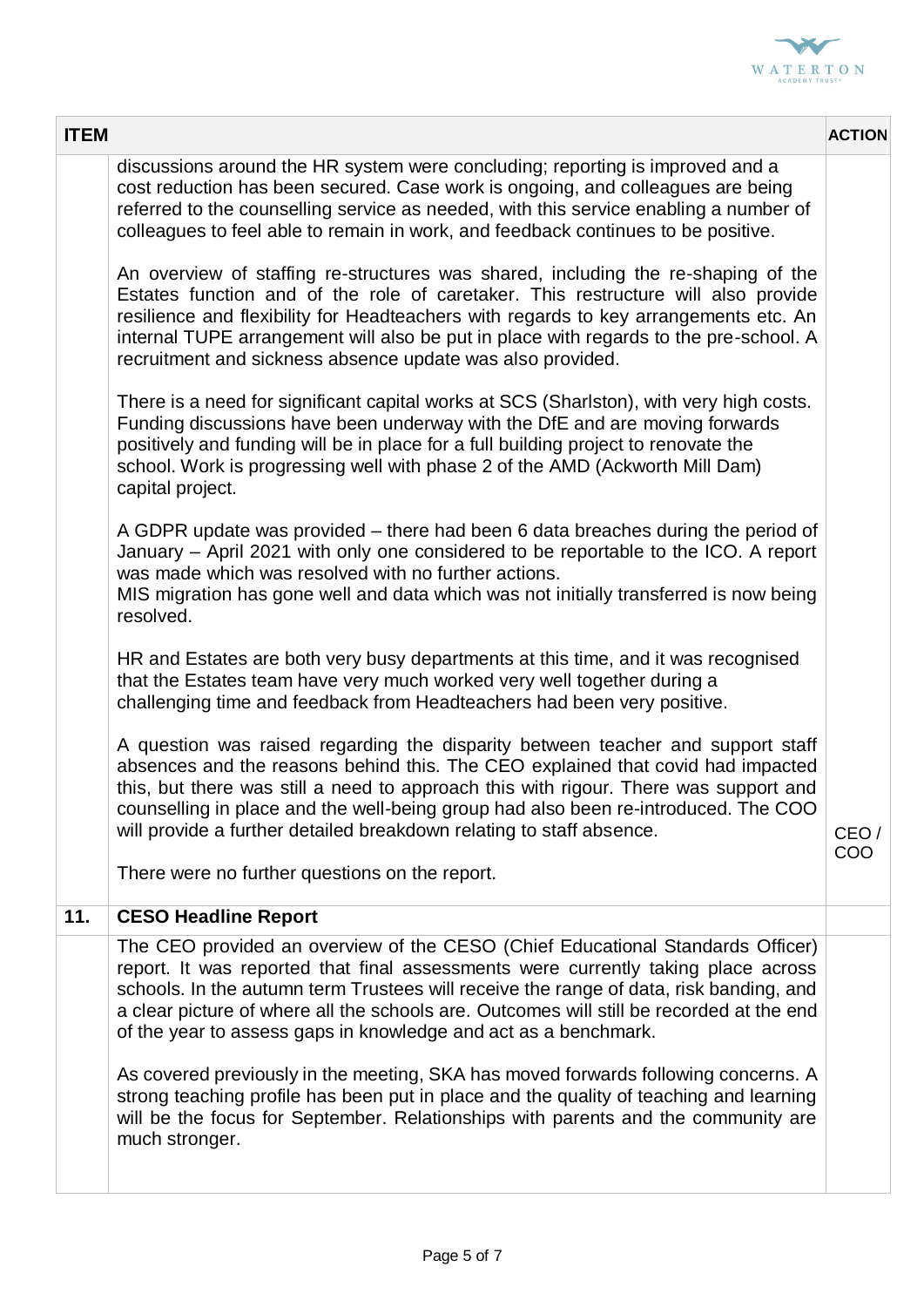| ITEM | | ACTION |
|---|---|---|
| | discussions around the HR system were concluding; reporting is improved and a cost reduction has been secured. Case work is ongoing, and colleagues are being referred to the counselling service as needed, with this service enabling a number of colleagues to feel able to remain in work, and feedback continues to be positive.<br><br>An overview of staffing re-structures was shared, including the re-shaping of the Estates function and of the role of caretaker. This restructure will also provide resilience and flexibility for Headteachers with regards to key arrangements etc. An internal TUPE arrangement will also be put in place with regards to the pre-school. A recruitment and sickness absence update was also provided.<br><br>There is a need for significant capital works at SCS (Sharlston), with very high costs. Funding discussions have been underway with the DfE and are moving forwards positively and funding will be in place for a full building project to renovate the school. Work is progressing well with phase 2 of the AMD (Ackworth Mill Dam) capital project.<br><br>A GDPR update was provided – there had been 6 data breaches during the period of January – April 2021 with only one considered to be reportable to the ICO. A report was made which was resolved with no further actions.<br>MIS migration has gone well and data which was not initially transferred is now being resolved.<br><br>HR and Estates are both very busy departments at this time, and it was recognised that the Estates team have very much worked very well together during a challenging time and feedback from Headteachers had been very positive.<br><br>A question was raised regarding the disparity between teacher and support staff absences and the reasons behind this. The CEO explained that covid had impacted this, but there was still a need to approach this with rigour. There was support and counselling in place and the well-being group had also been re-introduced. The COO will provide a further detailed breakdown relating to staff absence.<br><br>There were no further questions on the report. | CEO / COO |
| **11.** | **CESO Headline Report** | |
| | The CEO provided an overview of the CESO (Chief Educational Standards Officer) report. It was reported that final assessments were currently taking place across schools. In the autumn term Trustees will receive the range of data, risk banding, and a clear picture of where all the schools are. Outcomes will still be recorded at the end of the year to assess gaps in knowledge and act as a benchmark.<br><br>As covered previously in the meeting, SKA has moved forwards following concerns. A strong teaching profile has been put in place and the quality of teaching and learning will be the focus for September. Relationships with parents and the community are much stronger. | |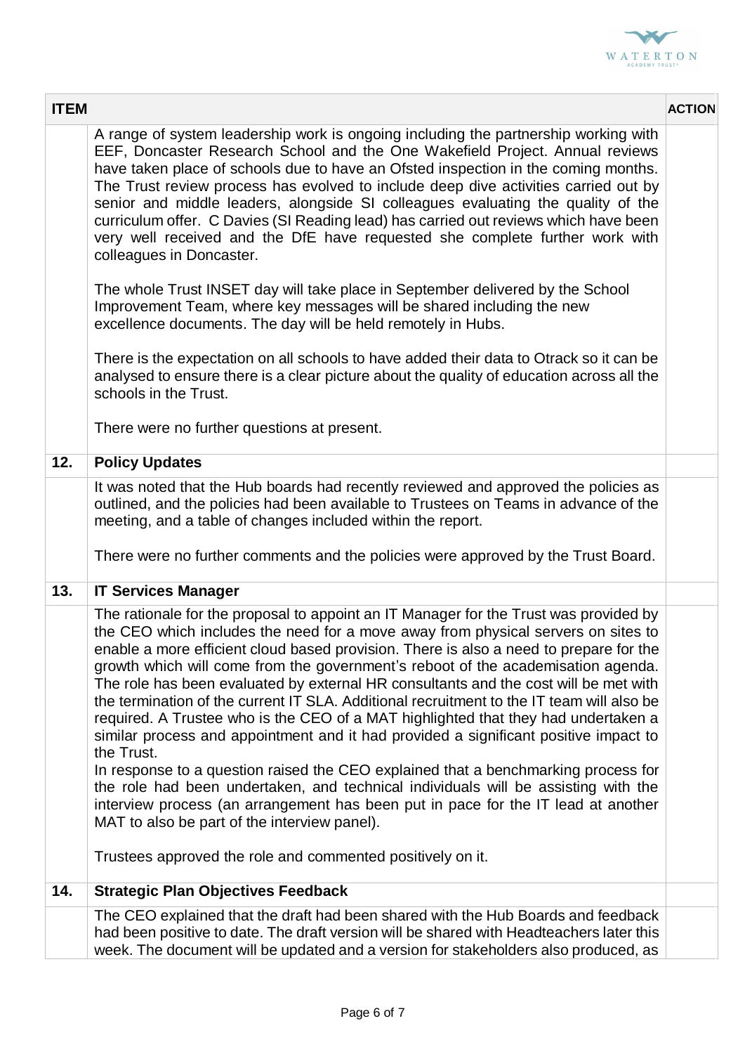| ITEM | | ACTION |
|---|---|---|
| | A range of system leadership work is ongoing including the partnership working with EEF, Doncaster Research School and the One Wakefield Project. Annual reviews have taken place of schools due to have an Ofsted inspection in the coming months. The Trust review process has evolved to include deep dive activities carried out by senior and middle leaders, alongside SI colleagues evaluating the quality of the curriculum offer. C Davies (SI Reading lead) has carried out reviews which have been very well received and the DfE have requested she complete further work with colleagues in Doncaster.<br><br>The whole Trust INSET day will take place in September delivered by the School Improvement Team, where key messages will be shared including the new excellence documents. The day will be held remotely in Hubs.<br><br>There is the expectation on all schools to have added their data to Otrack so it can be analysed to ensure there is a clear picture about the quality of education across all the schools in the Trust.<br><br>There were no further questions at present. | |
| **12.** | **Policy Updates** | |
| | It was noted that the Hub boards had recently reviewed and approved the policies as outlined, and the policies had been available to Trustees on Teams in advance of the meeting, and a table of changes included within the report.<br><br>There were no further comments and the policies were approved by the Trust Board. | |
| **13.** | **IT Services Manager** | |
| | The rationale for the proposal to appoint an IT Manager for the Trust was provided by the CEO which includes the need for a move away from physical servers on sites to enable a more efficient cloud based provision. There is also a need to prepare for the growth which will come from the government's reboot of the academisation agenda. The role has been evaluated by external HR consultants and the cost will be met with the termination of the current IT SLA. Additional recruitment to the IT team will also be required. A Trustee who is the CEO of a MAT highlighted that they had undertaken a similar process and appointment and it had provided a significant positive impact to the Trust.<br>In response to a question raised the CEO explained that a benchmarking process for the role had been undertaken, and technical individuals will be assisting with the interview process (an arrangement has been put in pace for the IT lead at another MAT to also be part of the interview panel).<br><br>Trustees approved the role and commented positively on it. | |
| **14.** | **Strategic Plan Objectives Feedback** | |
| | The CEO explained that the draft had been shared with the Hub Boards and feedback had been positive to date. The draft version will be shared with Headteachers later this week. The document will be updated and a version for stakeholders also produced, as | |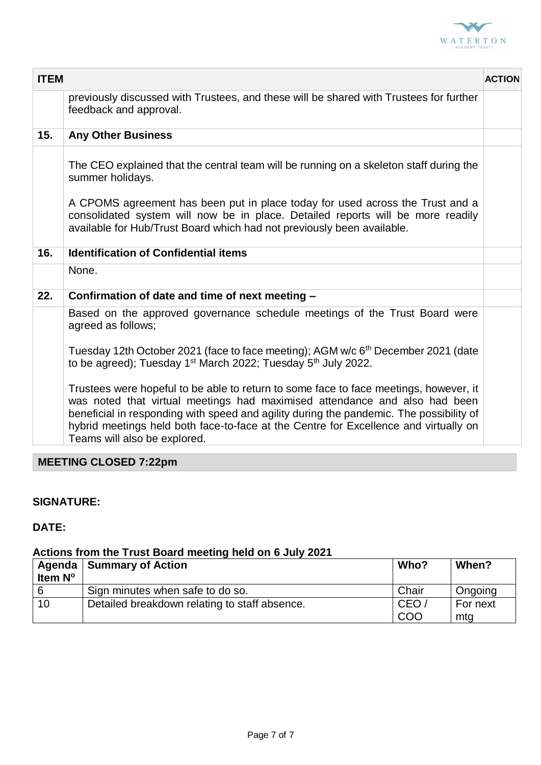| ITEM | | ACTION |
|---|---|---|
| | previously discussed with Trustees, and these will be shared with Trustees for further feedback and approval. | |
| **15.** | **Any Other Business** | |
| | The CEO explained that the central team will be running on a skeleton staff during the summer holidays.<br><br>A CPOMS agreement has been put in place today for used across the Trust and a consolidated system will now be in place. Detailed reports will be more readily available for Hub/Trust Board which had not previously been available. | |
| **16.** | **Identification of Confidential items** | |
| | None. | |
| **22.** | **Confirmation of date and time of next meeting –** | |
| | Based on the approved governance schedule meetings of the Trust Board were agreed as follows;<br><br>Tuesday 12th October 2021 (face to face meeting); AGM w/c 6th December 2021 (date to be agreed); Tuesday 1st March 2022; Tuesday 5th July 2022.<br><br>Trustees were hopeful to be able to return to some face to face meetings, however, it was noted that virtual meetings had maximised attendance and also had been beneficial in responding with speed and agility during the pandemic. The possibility of hybrid meetings held both face-to-face at the Centre for Excellence and virtually on Teams will also be explored. | |

**MEETING CLOSED 7:22pm**

**SIGNATURE:**

**DATE:**

**Actions from the Trust Board meeting held on 6 July 2021**

| Agenda Item Nº | Summary of Action | Who? | When? |
|---|---|---|---|
| 6 | Sign minutes when safe to do so. | Chair | Ongoing |
| 10 | Detailed breakdown relating to staff absence. | CEO / COO | For next mtg |